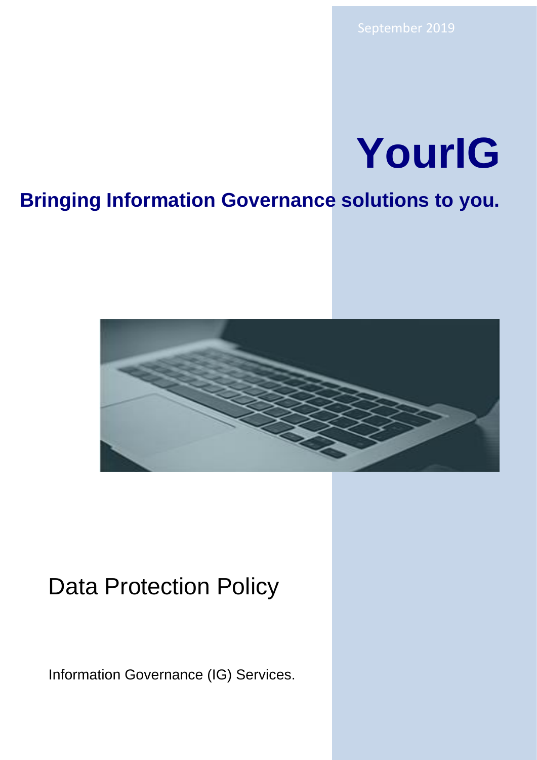September 2019

# YourIG

## Bringing Information Governance solutions to you.

Data Protection Policy

Information Governance (IG) Services.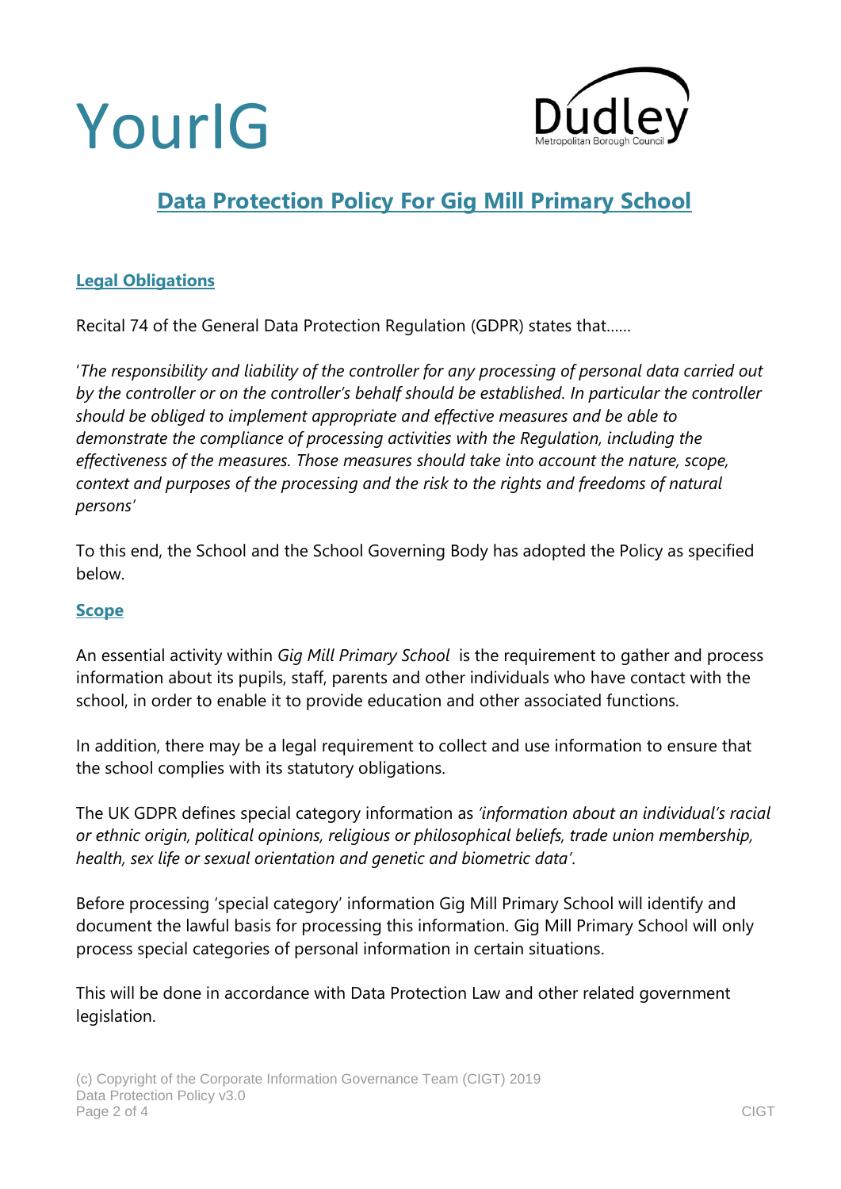YourIG

# Data Protection Policy For Gig Mill Primary School

## Legal Obligations

Recital 74 of the General Data Protection Regulation (GDPR) states that……

'*The responsibility and liability of the controller for any processing of personal data carried out by the controller or on the controller's behalf should be established. In particular the controller should be obliged to implement appropriate and effective measures and be able to demonstrate the compliance of processing activities with the Regulation, including the effectiveness of the measures. Those measures should take into account the nature, scope, context and purposes of the processing and the risk to the rights and freedoms of natural persons*'

To this end, the School and the School Governing Body has adopted the Policy as specified below.

## Scope

An essential activity within *Gig Mill Primary School* is the requirement to gather and process information about its pupils, staff, parents and other individuals who have contact with the school, in order to enable it to provide education and other associated functions.

In addition, there may be a legal requirement to collect and use information to ensure that the school complies with its statutory obligations.

The UK GDPR defines special category information as *'information about an individual's racial or ethnic origin, political opinions, religious or philosophical beliefs, trade union membership, health, sex life or sexual orientation and genetic and biometric data'*.

Before processing 'special category' information Gig Mill Primary School will identify and document the lawful basis for processing this information. Gig Mill Primary School will only process special categories of personal information in certain situations.

This will be done in accordance with Data Protection Law and other related government legislation.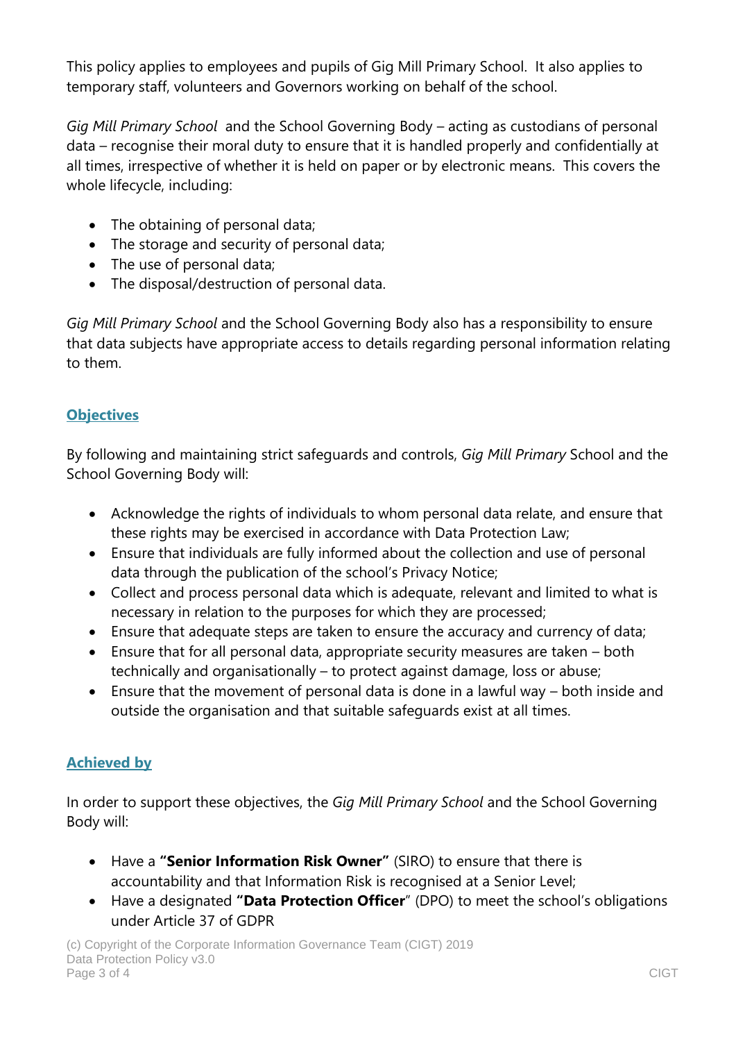This policy applies to employees and pupils of Gig Mill Primary School. It also applies to temporary staff, volunteers and Governors working on behalf of the school.

*Gig Mill Primary School* and the School Governing Body – acting as custodians of personal data – recognise their moral duty to ensure that it is handled properly and confidentially at all times, irrespective of whether it is held on paper or by electronic means. This covers the whole lifecycle, including:

- The obtaining of personal data;
- The storage and security of personal data;
- The use of personal data;
- The disposal/destruction of personal data.

*Gig Mill Primary School* and the School Governing Body also has a responsibility to ensure that data subjects have appropriate access to details regarding personal information relating to them.

## Objectives

By following and maintaining strict safeguards and controls, *Gig Mill Primary* School and the School Governing Body will:

- Acknowledge the rights of individuals to whom personal data relate, and ensure that these rights may be exercised in accordance with Data Protection Law;
- Ensure that individuals are fully informed about the collection and use of personal data through the publication of the school's Privacy Notice;
- Collect and process personal data which is adequate, relevant and limited to what is necessary in relation to the purposes for which they are processed;
- Ensure that adequate steps are taken to ensure the accuracy and currency of data;
- Ensure that for all personal data, appropriate security measures are taken – both technically and organisationally – to protect against damage, loss or abuse;
- Ensure that the movement of personal data is done in a lawful way – both inside and outside the organisation and that suitable safeguards exist at all times.

## Achieved by

In order to support these objectives, the *Gig Mill Primary School* and the School Governing Body will:

- Have a **"Senior Information Risk Owner"** (SIRO) to ensure that there is accountability and that Information Risk is recognised at a Senior Level;
- Have a designated **"Data Protection Officer"** (DPO) to meet the school's obligations under Article 37 of GDPR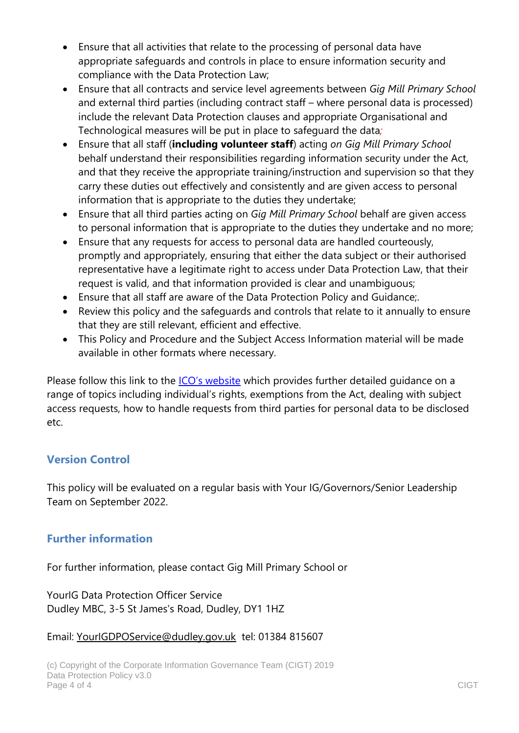- Ensure that all activities that relate to the processing of personal data have appropriate safeguards and controls in place to ensure information security and compliance with the Data Protection Law;
- Ensure that all contracts and service level agreements between *Gig Mill Primary School* and external third parties (including contract staff – where personal data is processed) include the relevant Data Protection clauses and appropriate Organisational and Technological measures will be put in place to safeguard the data*;*
- Ensure that all staff (**including volunteer staff**) acting *on Gig Mill Primary School* behalf understand their responsibilities regarding information security under the Act, and that they receive the appropriate training/instruction and supervision so that they carry these duties out effectively and consistently and are given access to personal information that is appropriate to the duties they undertake;
- Ensure that all third parties acting on *Gig Mill Primary School* behalf are given access to personal information that is appropriate to the duties they undertake and no more;
- Ensure that any requests for access to personal data are handled courteously, promptly and appropriately, ensuring that either the data subject or their authorised representative have a legitimate right to access under Data Protection Law, that their request is valid, and that information provided is clear and unambiguous;
- Ensure that all staff are aware of the Data Protection Policy and Guidance;.
- Review this policy and the safeguards and controls that relate to it annually to ensure that they are still relevant, efficient and effective.
- This Policy and Procedure and the Subject Access Information material will be made available in other formats where necessary.

Please follow this link to the ICO's website which provides further detailed guidance on a range of topics including individual's rights, exemptions from the Act, dealing with subject access requests, how to handle requests from third parties for personal data to be disclosed etc.

## Version Control

This policy will be evaluated on a regular basis with Your IG/Governors/Senior Leadership Team on September 2022.

## Further information

For further information, please contact Gig Mill Primary School or

YourIG Data Protection Officer Service
Dudley MBC, 3-5 St James's Road, Dudley, DY1 1HZ

Email: YourIGDPOService@dudley.gov.uk tel: 01384 815607

(c) Copyright of the Corporate Information Governance Team (CIGT) 2019
Data Protection Policy v3.0